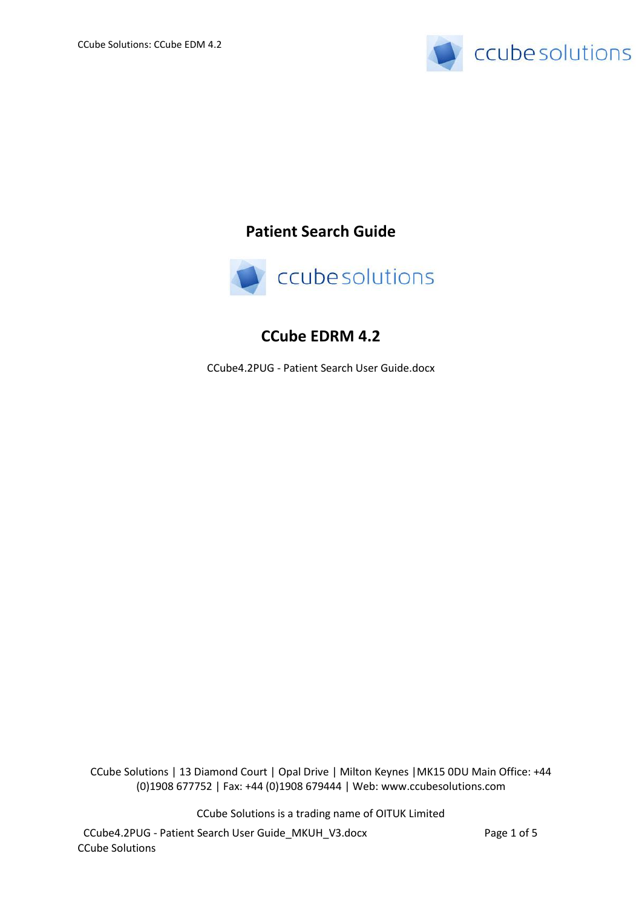# Patient Search Guide

## CCube EDRM 4.2

CCube4.2PUG - Patient Search User Guide.docx

CCube Solutions | 13 Diamond Court | Opal Drive | Milton Keynes |MK15 0DU Main Office: +44 (0)1908 677752 | Fax: +44 (0)1908 679444 | Web: www.ccubesolutions.com

CCube Solutions is a trading name of OITUK Limited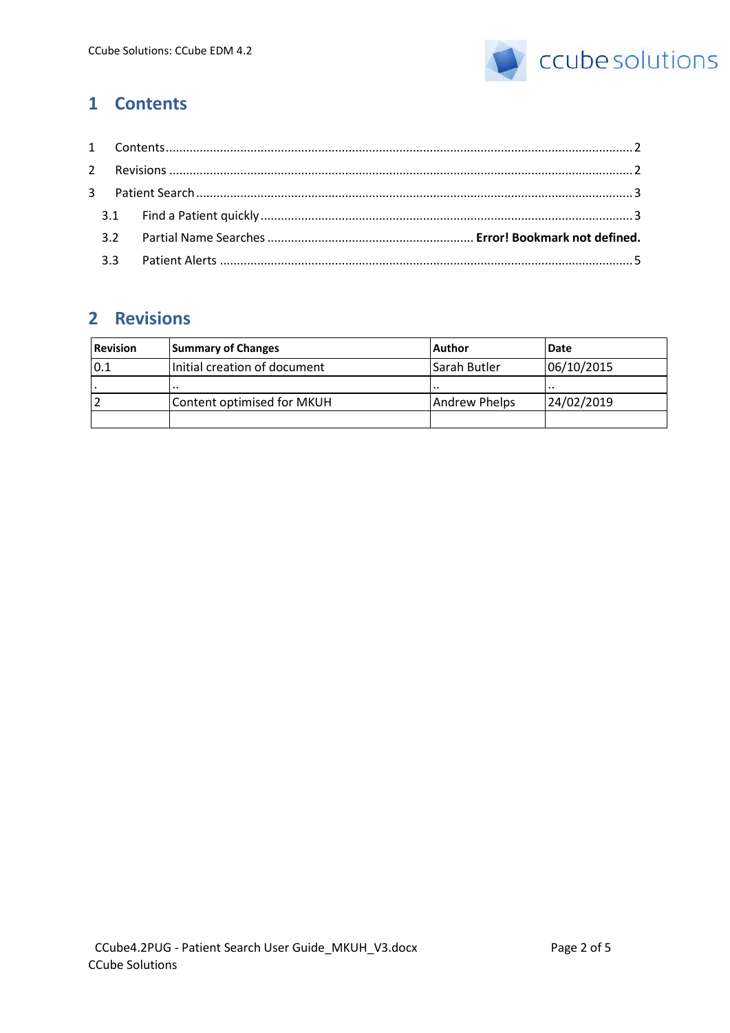# 1 Contents

1 Contents ........................................................................ 2

2 Revisions ........................................................................ 2

3 Patient Search ........................................................................ 3

3.1 Find a Patient quickly ........................................................................ 3

3.2 Partial Name Searches ........................................................................ **Error! Bookmark not defined.**

3.3 Patient Alerts ........................................................................ 5

# 2 Revisions

| Revision | Summary of Changes | Author | Date |
|---|---|---|---|
| 0.1 | Initial creation of document | Sarah Butler | 06/10/2015 |
| . | .. | .. | .. |
| 2 | Content optimised for MKUH | Andrew Phelps | 24/02/2019 |
| | | | |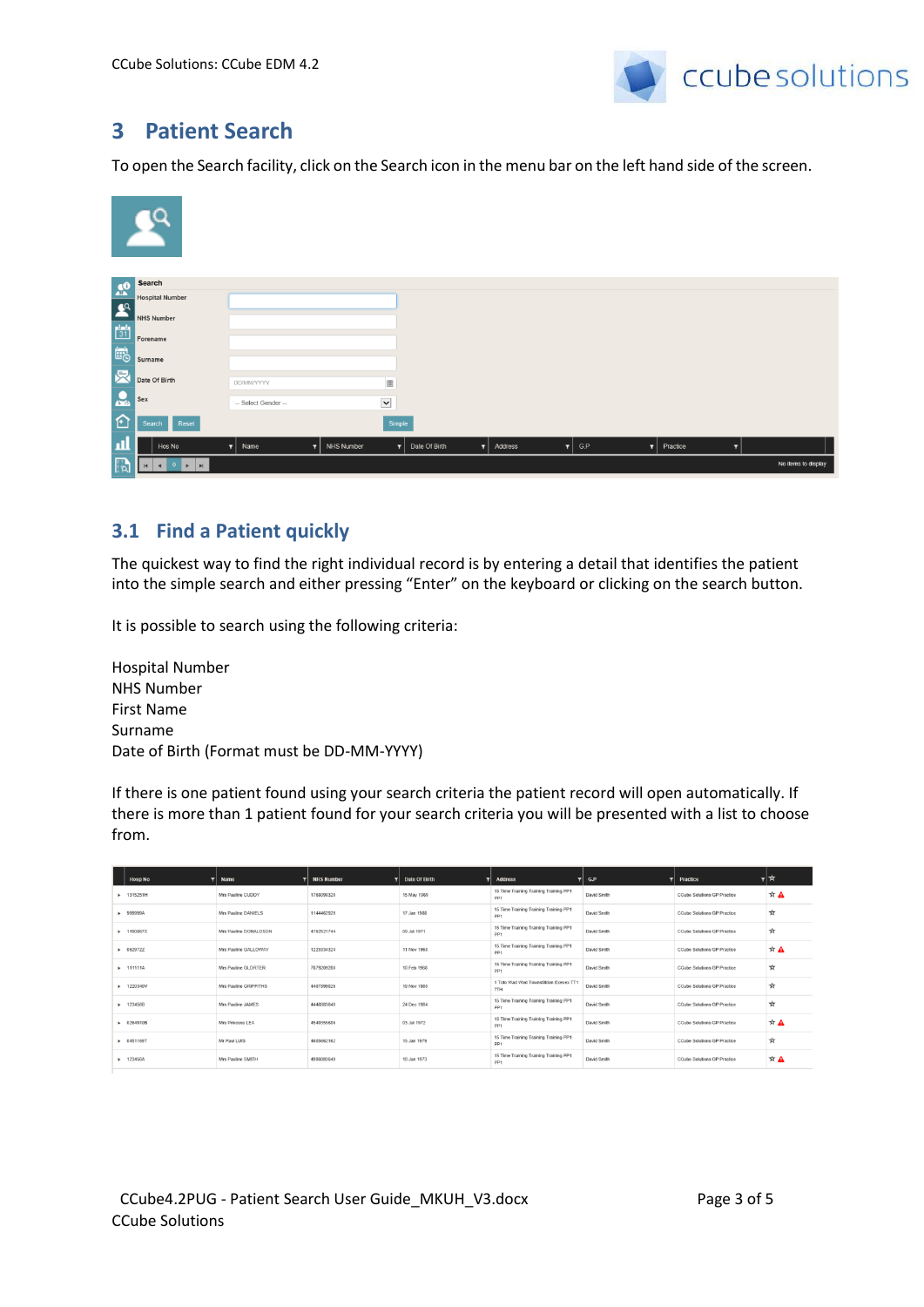# 3 Patient Search

To open the Search facility, click on the Search icon in the menu bar on the left hand side of the screen.

## 3.1 Find a Patient quickly

The quickest way to find the right individual record is by entering a detail that identifies the patient into the simple search and either pressing "Enter" on the keyboard or clicking on the search button.

It is possible to search using the following criteria:

Hospital Number
NHS Number
First Name
Surname
Date of Birth (Format must be DD-MM-YYYY)

If there is one patient found using your search criteria the patient record will open automatically. If there is more than 1 patient found for your search criteria you will be presented with a list to choose from.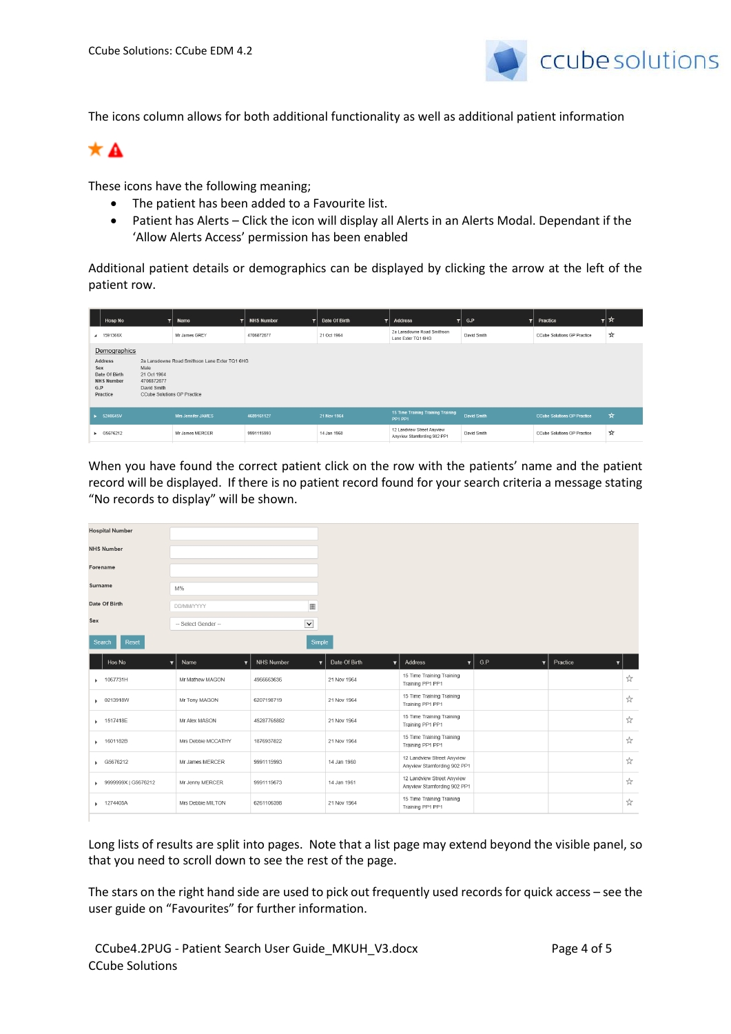The icons column allows for both additional functionality as well as additional patient information

These icons have the following meaning;

- The patient has been added to a Favourite list.
- Patient has Alerts – Click the icon will display all Alerts in an Alerts Modal. Dependant if the 'Allow Alerts Access' permission has been enabled

Additional patient details or demographics can be displayed by clicking the arrow at the left of the patient row.

When you have found the correct patient click on the row with the patients' name and the patient record will be displayed. If there is no patient record found for your search criteria a message stating "No records to display" will be shown.

Long lists of results are split into pages. Note that a list page may extend beyond the visible panel, so that you need to scroll down to see the rest of the page.

The stars on the right hand side are used to pick out frequently used records for quick access – see the user guide on "Favourites" for further information.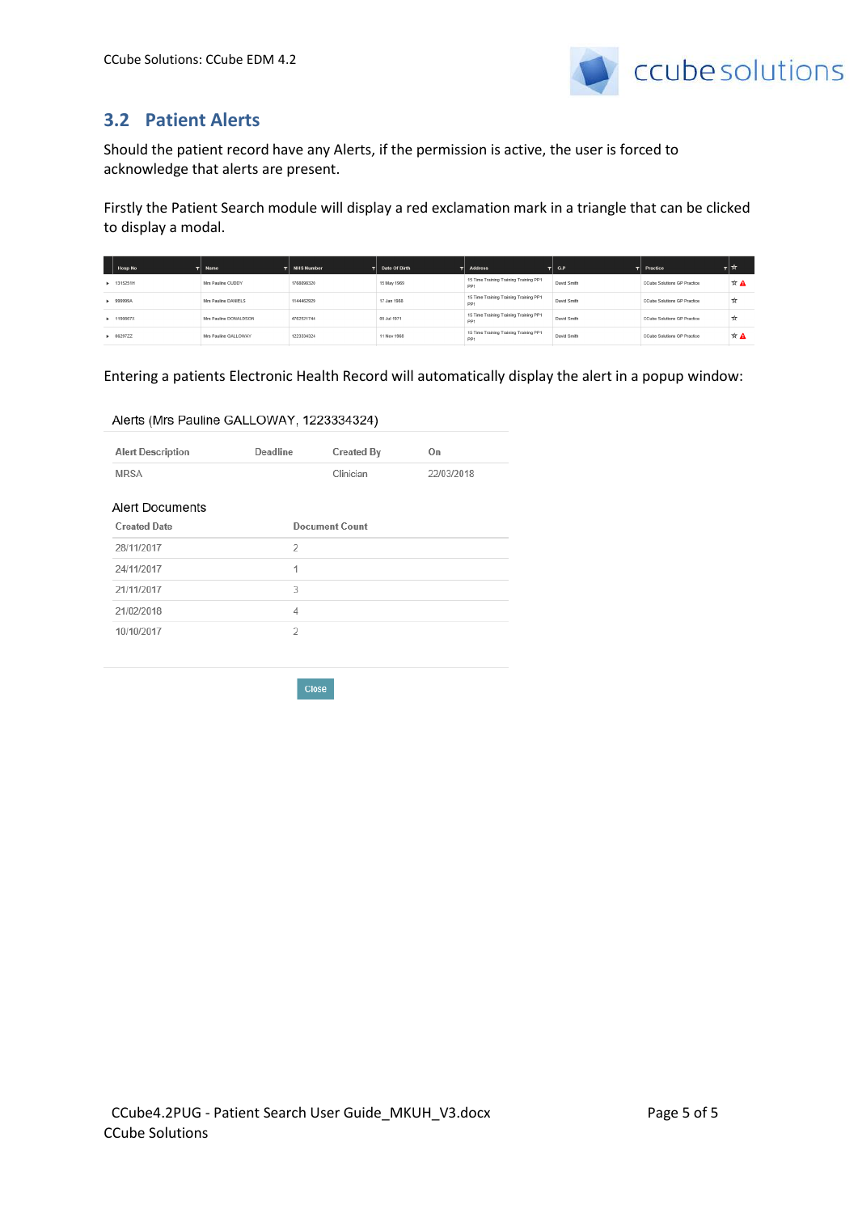## 3.2 Patient Alerts

Should the patient record have any Alerts, if the permission is active, the user is forced to acknowledge that alerts are present.

Firstly the Patient Search module will display a red exclamation mark in a triangle that can be clicked to display a modal.

| Hosp No | Name | NHS Number | Date Of Birth | Address | G.P | Practice | ☆ |
|---|---|---|---|---|---|---|---|
| 1315251H | Mrs Pauline CUDDY | 1766088326 | 15 May 1969 | 15 Time Training Training Training PP1 PP1 | David Smith | CCube Solutions GP Practice | ☆ ⚠ |
| 999999A | Mrs Pauline DANIELS | 1144462929 | 17 Jan 1968 | 15 Time Training Training Training PP1 PP1 | David Smith | CCube Solutions GP Practice | ☆ |
| 1199867X | Mrs Pauline DONALDSON | 4762521744 | 05 Jul 1971 | 15 Time Training Training Training PP1 PP1 | David Smith | CCube Solutions GP Practice | ☆ |
| 06297ZZ | Mrs Pauline GALLOWAY | 1223334324 | 11 Nov 1968 | 15 Time Training Training Training PP1 PP1 | David Smith | CCube Solutions GP Practice | ☆ ⚠ |

Entering a patients Electronic Health Record will automatically display the alert in a popup window:

Alerts (Mrs Pauline GALLOWAY, 1223334324)

| Alert Description | Deadline | Created By | On |
|---|---|---|---|
| MRSA | | Clinician | 22/03/2018 |

Alert Documents

| Created Date | Document Count |
|---|---|
| 28/11/2017 | 2 |
| 24/11/2017 | 1 |
| 21/11/2017 | 3 |
| 21/02/2018 | 4 |
| 10/10/2017 | 2 |

Close